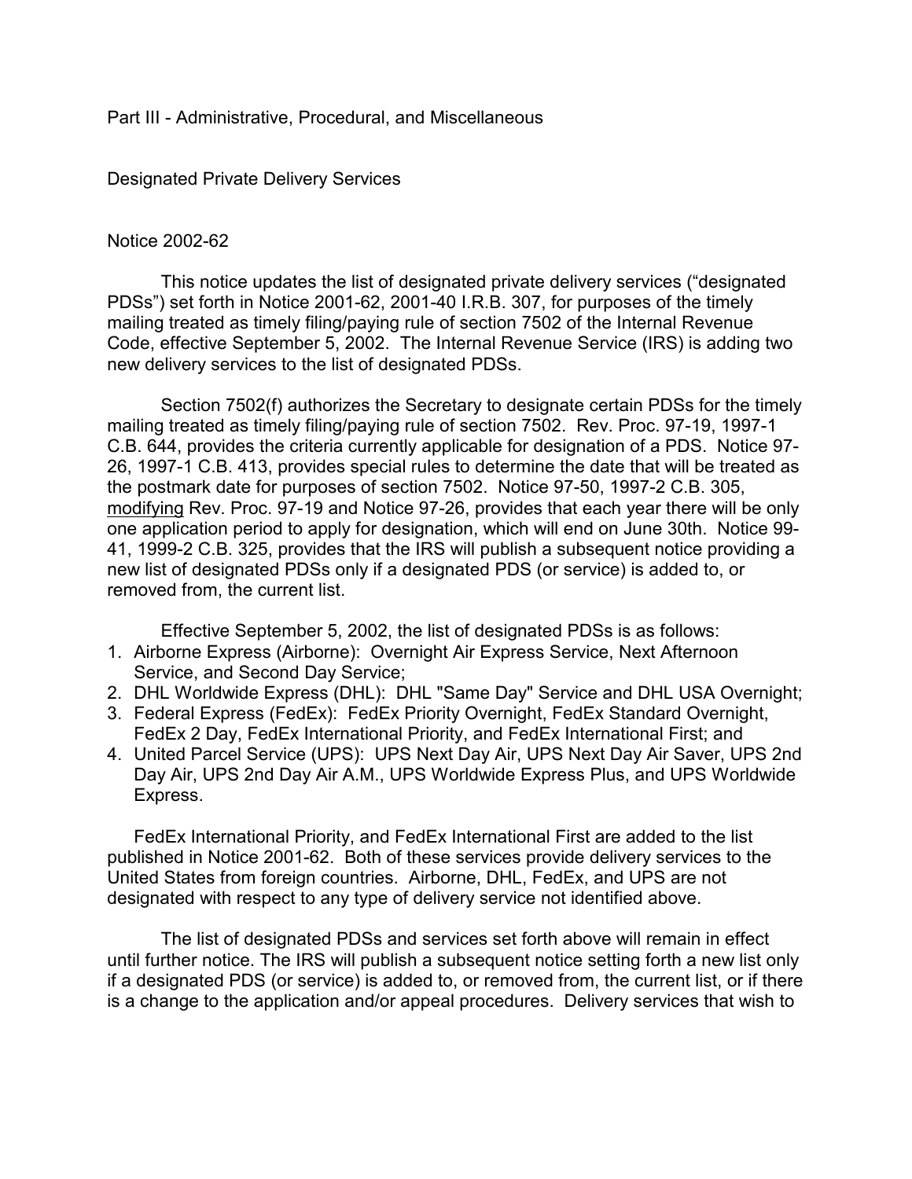Part III - Administrative, Procedural, and Miscellaneous

Designated Private Delivery Services

Notice 2002-62

This notice updates the list of designated private delivery services ("designated PDSs") set forth in Notice 2001-62, 2001-40 I.R.B. 307, for purposes of the timely mailing treated as timely filing/paying rule of section 7502 of the Internal Revenue Code, effective September 5, 2002. The Internal Revenue Service (IRS) is adding two new delivery services to the list of designated PDSs.

Section 7502(f) authorizes the Secretary to designate certain PDSs for the timely mailing treated as timely filing/paying rule of section 7502. Rev. Proc. 97-19, 1997-1 C.B. 644, provides the criteria currently applicable for designation of a PDS. Notice 97-26, 1997-1 C.B. 413, provides special rules to determine the date that will be treated as the postmark date for purposes of section 7502. Notice 97-50, 1997-2 C.B. 305, modifying Rev. Proc. 97-19 and Notice 97-26, provides that each year there will be only one application period to apply for designation, which will end on June 30th. Notice 99-41, 1999-2 C.B. 325, provides that the IRS will publish a subsequent notice providing a new list of designated PDSs only if a designated PDS (or service) is added to, or removed from, the current list.

Effective September 5, 2002, the list of designated PDSs is as follows:

1. Airborne Express (Airborne): Overnight Air Express Service, Next Afternoon Service, and Second Day Service;
2. DHL Worldwide Express (DHL): DHL "Same Day" Service and DHL USA Overnight;
3. Federal Express (FedEx): FedEx Priority Overnight, FedEx Standard Overnight, FedEx 2 Day, FedEx International Priority, and FedEx International First; and
4. United Parcel Service (UPS): UPS Next Day Air, UPS Next Day Air Saver, UPS 2nd Day Air, UPS 2nd Day Air A.M., UPS Worldwide Express Plus, and UPS Worldwide Express.

FedEx International Priority, and FedEx International First are added to the list published in Notice 2001-62. Both of these services provide delivery services to the United States from foreign countries. Airborne, DHL, FedEx, and UPS are not designated with respect to any type of delivery service not identified above.

The list of designated PDSs and services set forth above will remain in effect until further notice. The IRS will publish a subsequent notice setting forth a new list only if a designated PDS (or service) is added to, or removed from, the current list, or if there is a change to the application and/or appeal procedures. Delivery services that wish to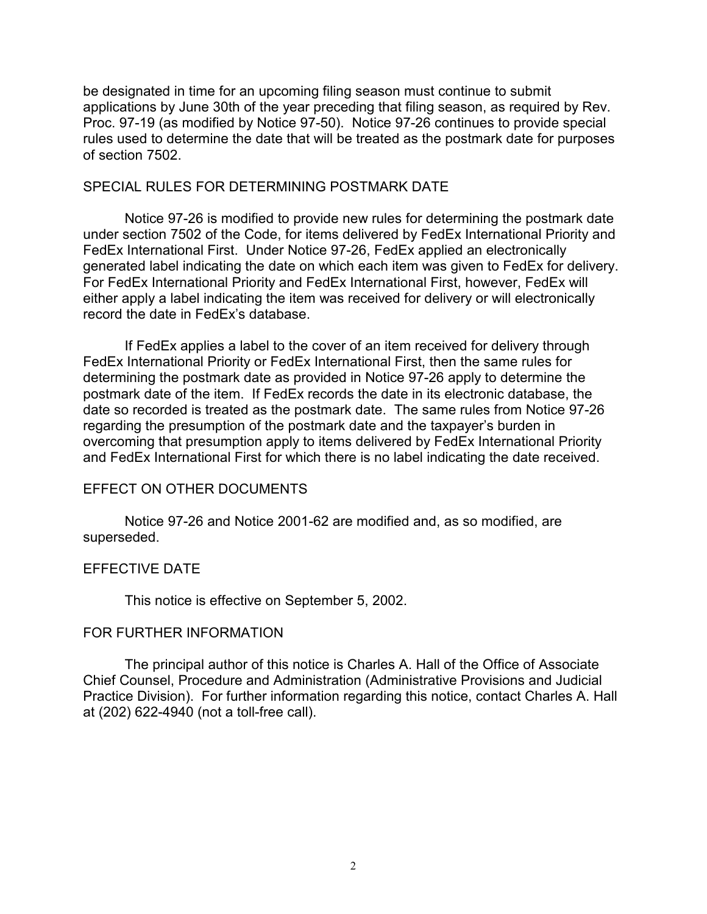be designated in time for an upcoming filing season must continue to submit applications by June 30th of the year preceding that filing season, as required by Rev. Proc. 97-19 (as modified by Notice 97-50). Notice 97-26 continues to provide special rules used to determine the date that will be treated as the postmark date for purposes of section 7502.

## SPECIAL RULES FOR DETERMINING POSTMARK DATE

Notice 97-26 is modified to provide new rules for determining the postmark date under section 7502 of the Code, for items delivered by FedEx International Priority and FedEx International First. Under Notice 97-26, FedEx applied an electronically generated label indicating the date on which each item was given to FedEx for delivery. For FedEx International Priority and FedEx International First, however, FedEx will either apply a label indicating the item was received for delivery or will electronically record the date in FedEx's database.

If FedEx applies a label to the cover of an item received for delivery through FedEx International Priority or FedEx International First, then the same rules for determining the postmark date as provided in Notice 97-26 apply to determine the postmark date of the item. If FedEx records the date in its electronic database, the date so recorded is treated as the postmark date. The same rules from Notice 97-26 regarding the presumption of the postmark date and the taxpayer's burden in overcoming that presumption apply to items delivered by FedEx International Priority and FedEx International First for which there is no label indicating the date received.

## EFFECT ON OTHER DOCUMENTS

Notice 97-26 and Notice 2001-62 are modified and, as so modified, are superseded.

## EFFECTIVE DATE

This notice is effective on September 5, 2002.

## FOR FURTHER INFORMATION

The principal author of this notice is Charles A. Hall of the Office of Associate Chief Counsel, Procedure and Administration (Administrative Provisions and Judicial Practice Division). For further information regarding this notice, contact Charles A. Hall at (202) 622-4940 (not a toll-free call).